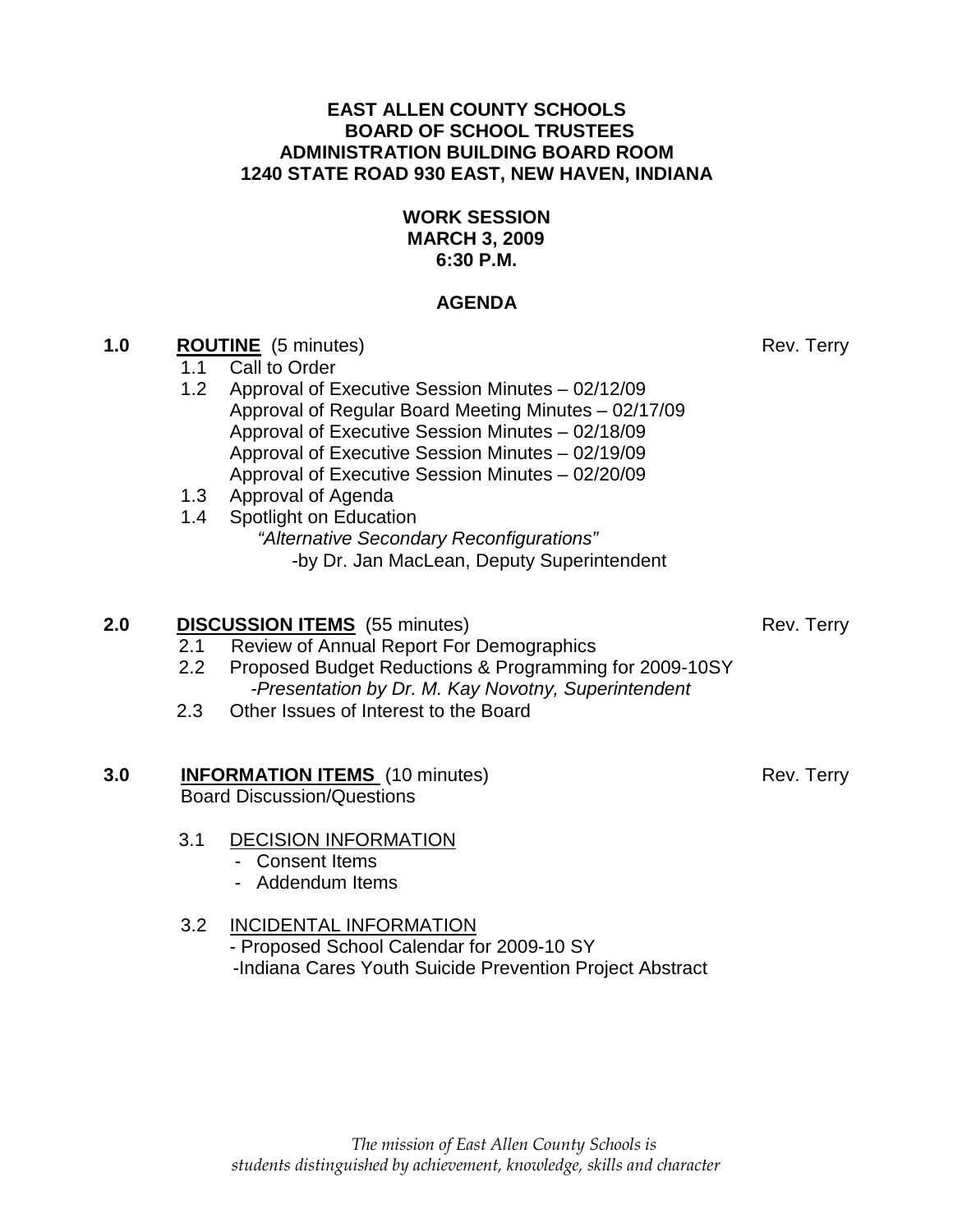**EAST ALLEN COUNTY SCHOOLS**
**BOARD OF SCHOOL TRUSTEES**
**ADMINISTRATION BUILDING BOARD ROOM**
**1240 STATE ROAD 930 EAST, NEW HAVEN, INDIANA**

**WORK SESSION**
**MARCH 3, 2009**
**6:30 P.M.**

## AGENDA

**1.0 ROUTINE** (5 minutes) — Rev. Terry

- 1.1 Call to Order
- 1.2 Approval of Executive Session Minutes – 02/12/09
  Approval of Regular Board Meeting Minutes – 02/17/09
  Approval of Executive Session Minutes – 02/18/09
  Approval of Executive Session Minutes – 02/19/09
  Approval of Executive Session Minutes – 02/20/09
- 1.3 Approval of Agenda
- 1.4 Spotlight on Education
  *"Alternative Secondary Reconfigurations"*
  -by Dr. Jan MacLean, Deputy Superintendent

**2.0 DISCUSSION ITEMS** (55 minutes) — Rev. Terry

- 2.1 Review of Annual Report For Demographics
- 2.2 Proposed Budget Reductions & Programming for 2009-10SY
  *-Presentation by Dr. M. Kay Novotny, Superintendent*
- 2.3 Other Issues of Interest to the Board

**3.0 INFORMATION ITEMS** (10 minutes) — Rev. Terry

Board Discussion/Questions

- 3.1 DECISION INFORMATION
  - Consent Items
  - Addendum Items
- 3.2 INCIDENTAL INFORMATION
  - Proposed School Calendar for 2009-10 SY
  - Indiana Cares Youth Suicide Prevention Project Abstract

*The mission of East Allen County Schools is students distinguished by achievement, knowledge, skills and character*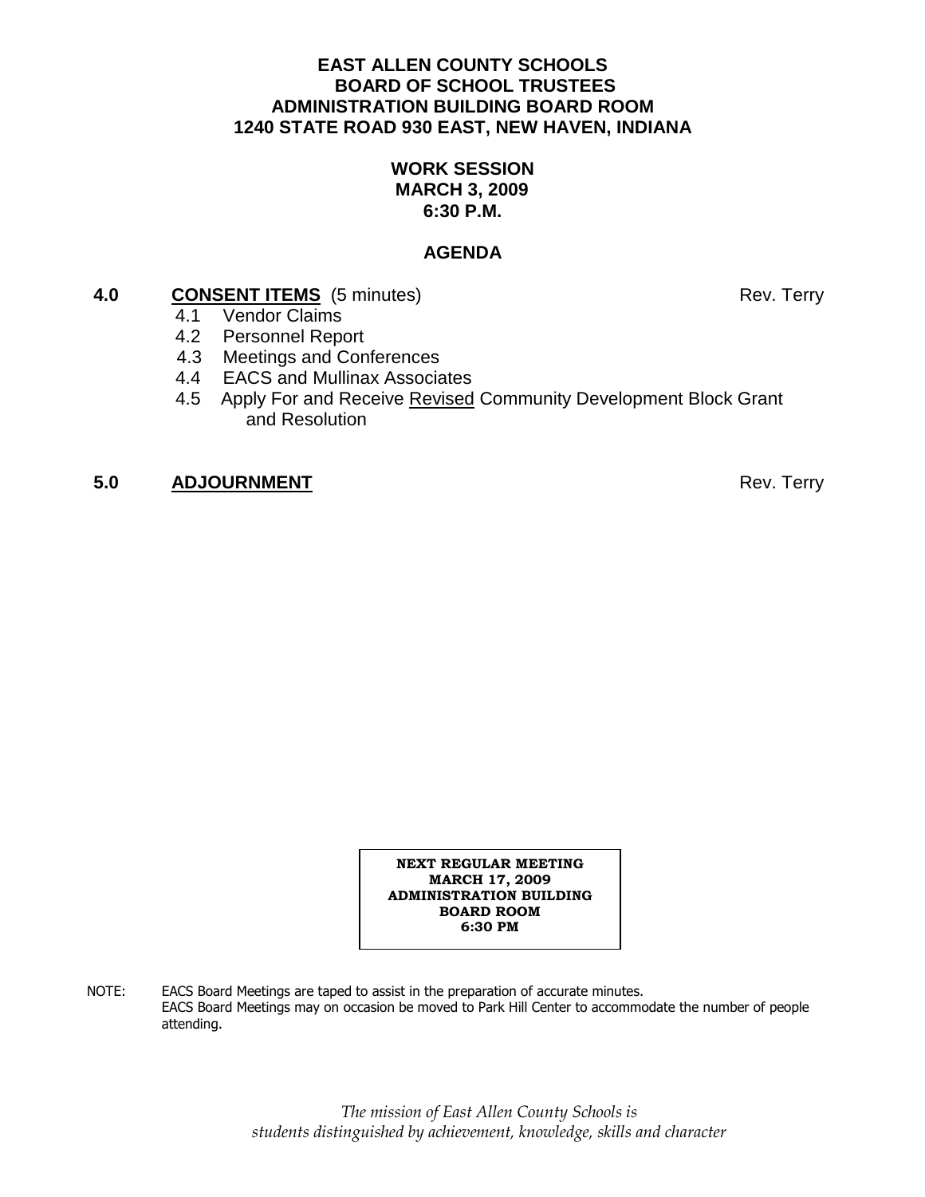**EAST ALLEN COUNTY SCHOOLS**
**BOARD OF SCHOOL TRUSTEES**
**ADMINISTRATION BUILDING BOARD ROOM**
**1240 STATE ROAD 930 EAST, NEW HAVEN, INDIANA**

**WORK SESSION**
**MARCH 3, 2009**
**6:30 P.M.**

## AGENDA

**4.0 CONSENT ITEMS** (5 minutes) — Rev. Terry

- 4.1 Vendor Claims
- 4.2 Personnel Report
- 4.3 Meetings and Conferences
- 4.4 EACS and Mullinax Associates
- 4.5 Apply For and Receive Revised Community Development Block Grant and Resolution

**5.0 ADJOURNMENT** — Rev. Terry

**NEXT REGULAR MEETING**
**MARCH 17, 2009**
**ADMINISTRATION BUILDING**
**BOARD ROOM**
**6:30 PM**

NOTE: EACS Board Meetings are taped to assist in the preparation of accurate minutes.
EACS Board Meetings may on occasion be moved to Park Hill Center to accommodate the number of people attending.

*The mission of East Allen County Schools is students distinguished by achievement, knowledge, skills and character*